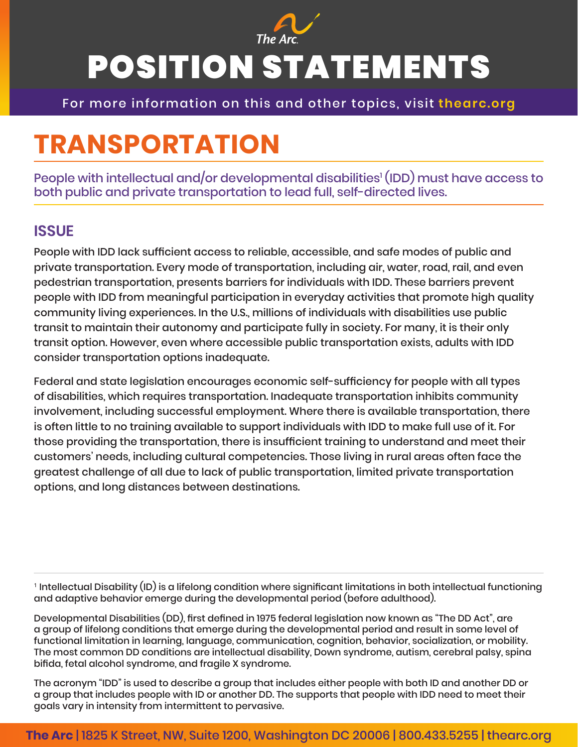The Arc.

# POSITION STATEMENTS

For more information on this and other topics, visit thearc.org

# TRANSPORTATION

People with intellectual and/or developmental disabilities[1] (IDD) must have access to both public and private transportation to lead full, self-directed lives.

## ISSUE

People with IDD lack sufficient access to reliable, accessible, and safe modes of public and private transportation. Every mode of transportation, including air, water, road, rail, and even pedestrian transportation, presents barriers for individuals with IDD. These barriers prevent people with IDD from meaningful participation in everyday activities that promote high quality community living experiences. In the U.S., millions of individuals with disabilities use public transit to maintain their autonomy and participate fully in society. For many, it is their only transit option. However, even where accessible public transportation exists, adults with IDD consider transportation options inadequate.

Federal and state legislation encourages economic self-sufficiency for people with all types of disabilities, which requires transportation. Inadequate transportation inhibits community involvement, including successful employment. Where there is available transportation, there is often little to no training available to support individuals with IDD to make full use of it. For those providing the transportation, there is insufficient training to understand and meet their customers' needs, including cultural competencies. Those living in rural areas often face the greatest challenge of all due to lack of public transportation, limited private transportation options, and long distances between destinations.

---

[1] Intellectual Disability (ID) is a lifelong condition where significant limitations in both intellectual functioning and adaptive behavior emerge during the developmental period (before adulthood).

Developmental Disabilities (DD), first defined in 1975 federal legislation now known as "The DD Act", are a group of lifelong conditions that emerge during the developmental period and result in some level of functional limitation in learning, language, communication, cognition, behavior, socialization, or mobility. The most common DD conditions are intellectual disability, Down syndrome, autism, cerebral palsy, spina bifida, fetal alcohol syndrome, and fragile X syndrome.

The acronym "IDD" is used to describe a group that includes either people with both ID and another DD or a group that includes people with ID or another DD. The supports that people with IDD need to meet their goals vary in intensity from intermittent to pervasive.

**The Arc** | 1825 K Street, NW, Suite 1200, Washington DC 20006 | 800.433.5255 | thearc.org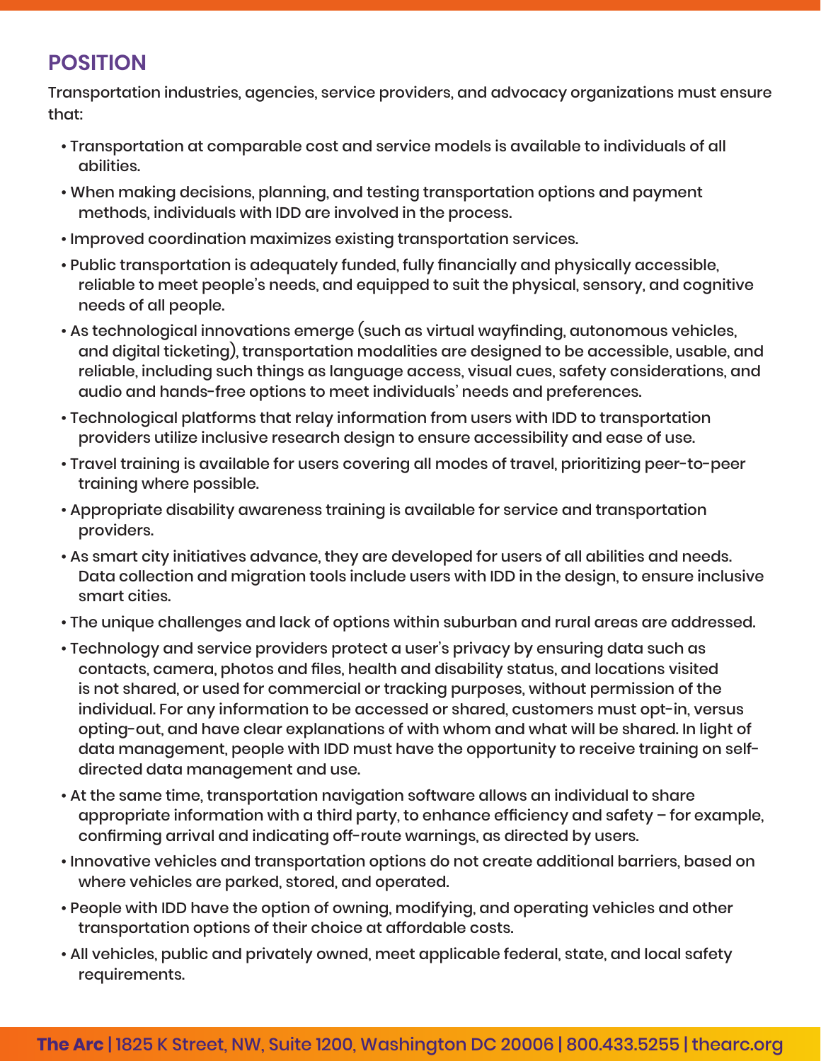## POSITION

Transportation industries, agencies, service providers, and advocacy organizations must ensure that:

- Transportation at comparable cost and service models is available to individuals of all abilities.
- When making decisions, planning, and testing transportation options and payment methods, individuals with IDD are involved in the process.
- Improved coordination maximizes existing transportation services.
- Public transportation is adequately funded, fully financially and physically accessible, reliable to meet people's needs, and equipped to suit the physical, sensory, and cognitive needs of all people.
- As technological innovations emerge (such as virtual wayfinding, autonomous vehicles, and digital ticketing), transportation modalities are designed to be accessible, usable, and reliable, including such things as language access, visual cues, safety considerations, and audio and hands-free options to meet individuals' needs and preferences.
- Technological platforms that relay information from users with IDD to transportation providers utilize inclusive research design to ensure accessibility and ease of use.
- Travel training is available for users covering all modes of travel, prioritizing peer-to-peer training where possible.
- Appropriate disability awareness training is available for service and transportation providers.
- As smart city initiatives advance, they are developed for users of all abilities and needs. Data collection and migration tools include users with IDD in the design, to ensure inclusive smart cities.
- The unique challenges and lack of options within suburban and rural areas are addressed.
- Technology and service providers protect a user's privacy by ensuring data such as contacts, camera, photos and files, health and disability status, and locations visited is not shared, or used for commercial or tracking purposes, without permission of the individual. For any information to be accessed or shared, customers must opt-in, versus opting-out, and have clear explanations of with whom and what will be shared. In light of data management, people with IDD must have the opportunity to receive training on self-directed data management and use.
- At the same time, transportation navigation software allows an individual to share appropriate information with a third party, to enhance efficiency and safety – for example, confirming arrival and indicating off-route warnings, as directed by users.
- Innovative vehicles and transportation options do not create additional barriers, based on where vehicles are parked, stored, and operated.
- People with IDD have the option of owning, modifying, and operating vehicles and other transportation options of their choice at affordable costs.
- All vehicles, public and privately owned, meet applicable federal, state, and local safety requirements.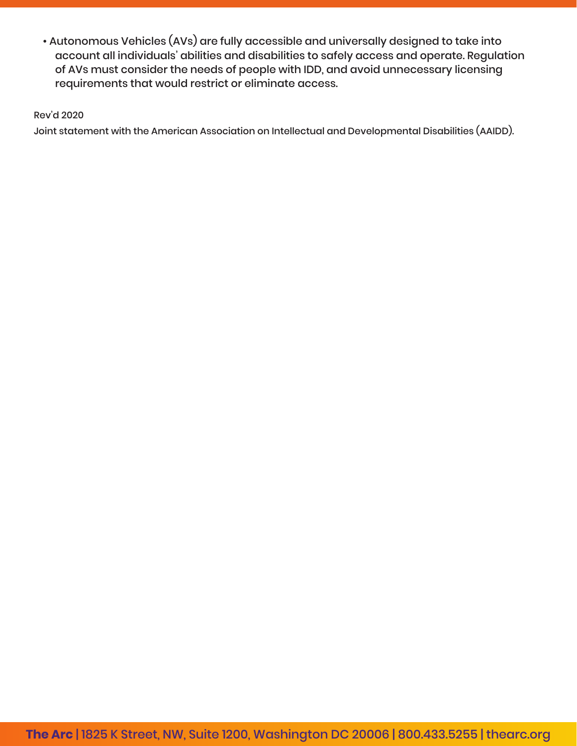- Autonomous Vehicles (AVs) are fully accessible and universally designed to take into account all individuals' abilities and disabilities to safely access and operate. Regulation of AVs must consider the needs of people with IDD, and avoid unnecessary licensing requirements that would restrict or eliminate access.

Rev'd 2020

Joint statement with the American Association on Intellectual and Developmental Disabilities (AAIDD).